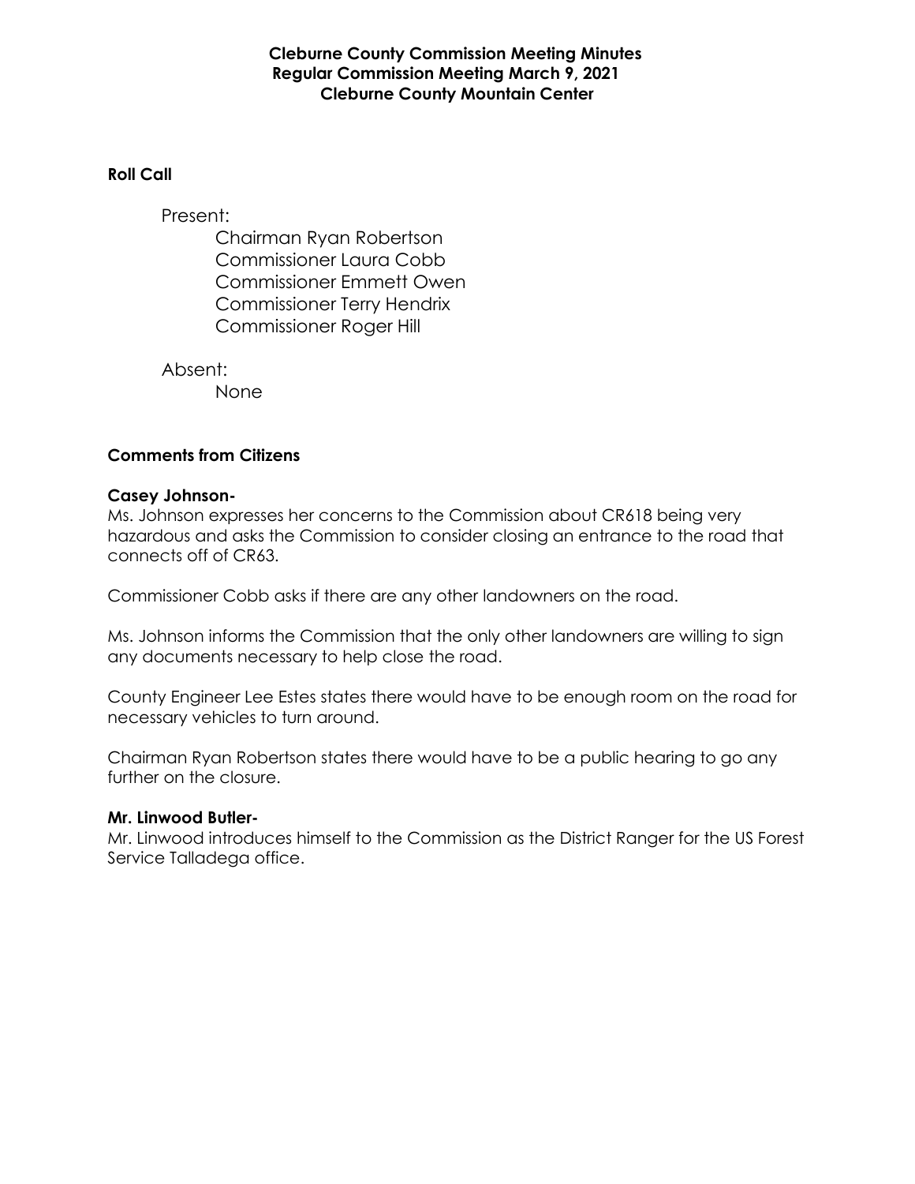# Cleburne County Commission Meeting Minutes
## Regular Commission Meeting March 9, 2021
## Cleburne County Mountain Center

**Roll Call**

Present:

Chairman Ryan Robertson
Commissioner Laura Cobb
Commissioner Emmett Owen
Commissioner Terry Hendrix
Commissioner Roger Hill

Absent:

None

**Comments from Citizens**

**Casey Johnson-**
Ms. Johnson expresses her concerns to the Commission about CR618 being very hazardous and asks the Commission to consider closing an entrance to the road that connects off of CR63.

Commissioner Cobb asks if there are any other landowners on the road.

Ms. Johnson informs the Commission that the only other landowners are willing to sign any documents necessary to help close the road.

County Engineer Lee Estes states there would have to be enough room on the road for necessary vehicles to turn around.

Chairman Ryan Robertson states there would have to be a public hearing to go any further on the closure.

**Mr. Linwood Butler-**
Mr. Linwood introduces himself to the Commission as the District Ranger for the US Forest Service Talladega office.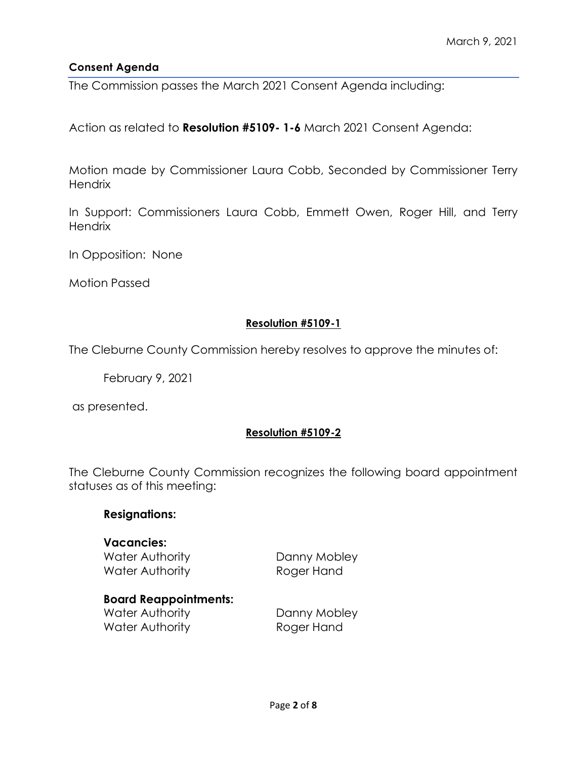March 9, 2021

**Consent Agenda**

The Commission passes the March 2021 Consent Agenda including:

Action as related to **Resolution #5109- 1-6** March 2021 Consent Agenda:

Motion made by Commissioner Laura Cobb, Seconded by Commissioner Terry Hendrix

In Support: Commissioners Laura Cobb, Emmett Owen, Roger Hill, and Terry Hendrix

In Opposition: None

Motion Passed

**Resolution #5109-1**

The Cleburne County Commission hereby resolves to approve the minutes of:

February 9, 2021

as presented.

**Resolution #5109-2**

The Cleburne County Commission recognizes the following board appointment statuses as of this meeting:

**Resignations:**

**Vacancies:**

| | |
|---|---|
| Water Authority | Danny Mobley |
| Water Authority | Roger Hand |

**Board Reappointments:**

| | |
|---|---|
| Water Authority | Danny Mobley |
| Water Authority | Roger Hand |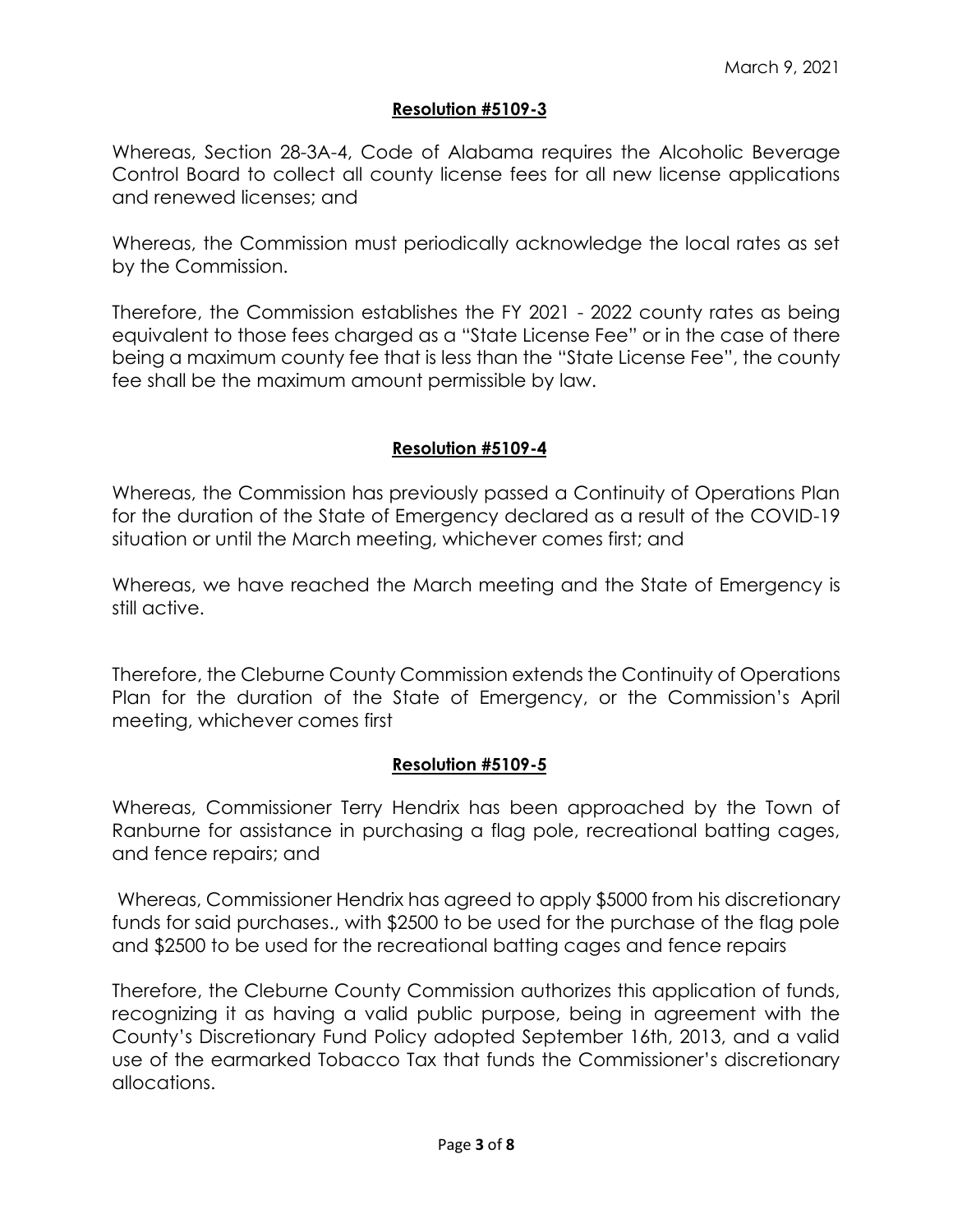March 9, 2021

**Resolution #5109-3**

Whereas, Section 28-3A-4, Code of Alabama requires the Alcoholic Beverage Control Board to collect all county license fees for all new license applications and renewed licenses; and

Whereas, the Commission must periodically acknowledge the local rates as set by the Commission.

Therefore, the Commission establishes the FY 2021 - 2022 county rates as being equivalent to those fees charged as a "State License Fee" or in the case of there being a maximum county fee that is less than the "State License Fee", the county fee shall be the maximum amount permissible by law.

**Resolution #5109-4**

Whereas, the Commission has previously passed a Continuity of Operations Plan for the duration of the State of Emergency declared as a result of the COVID-19 situation or until the March meeting, whichever comes first; and

Whereas, we have reached the March meeting and the State of Emergency is still active.

Therefore, the Cleburne County Commission extends the Continuity of Operations Plan for the duration of the State of Emergency, or the Commission's April meeting, whichever comes first

**Resolution #5109-5**

Whereas, Commissioner Terry Hendrix has been approached by the Town of Ranburne for assistance in purchasing a flag pole, recreational batting cages, and fence repairs; and

Whereas, Commissioner Hendrix has agreed to apply $5000 from his discretionary funds for said purchases., with $2500 to be used for the purchase of the flag pole and $2500 to be used for the recreational batting cages and fence repairs

Therefore, the Cleburne County Commission authorizes this application of funds, recognizing it as having a valid public purpose, being in agreement with the County's Discretionary Fund Policy adopted September 16th, 2013, and a valid use of the earmarked Tobacco Tax that funds the Commissioner's discretionary allocations.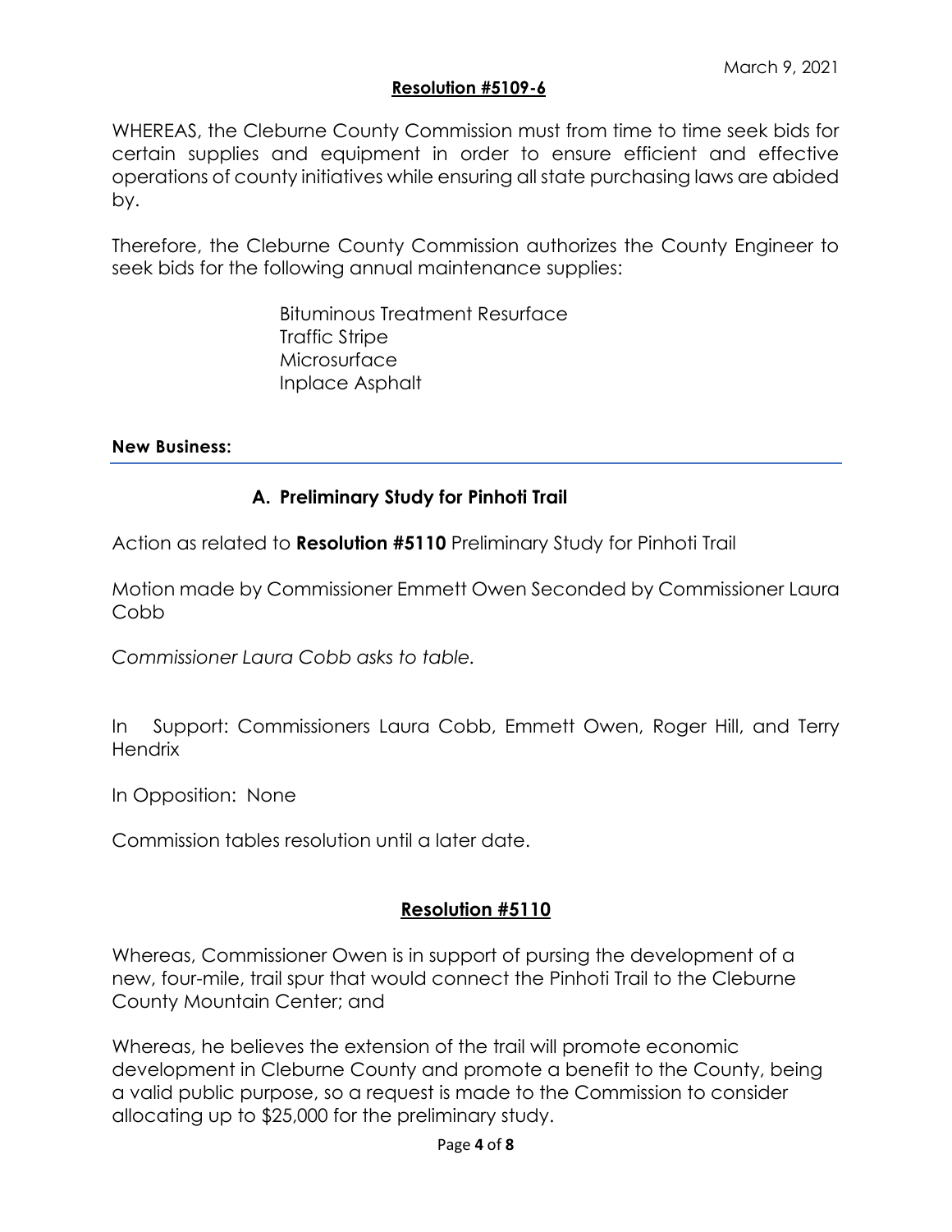March 9, 2021

**Resolution #5109-6**

WHEREAS, the Cleburne County Commission must from time to time seek bids for certain supplies and equipment in order to ensure efficient and effective operations of county initiatives while ensuring all state purchasing laws are abided by.

Therefore, the Cleburne County Commission authorizes the County Engineer to seek bids for the following annual maintenance supplies:

Bituminous Treatment Resurface
Traffic Stripe
Microsurface
Inplace Asphalt

**New Business:**

**A. Preliminary Study for Pinhoti Trail**

Action as related to **Resolution #5110** Preliminary Study for Pinhoti Trail

Motion made by Commissioner Emmett Owen Seconded by Commissioner Laura Cobb

*Commissioner Laura Cobb asks to table.*

In Support: Commissioners Laura Cobb, Emmett Owen, Roger Hill, and Terry Hendrix

In Opposition: None

Commission tables resolution until a later date.

**Resolution #5110**

Whereas, Commissioner Owen is in support of pursing the development of a new, four-mile, trail spur that would connect the Pinhoti Trail to the Cleburne County Mountain Center; and

Whereas, he believes the extension of the trail will promote economic development in Cleburne County and promote a benefit to the County, being a valid public purpose, so a request is made to the Commission to consider allocating up to $25,000 for the preliminary study.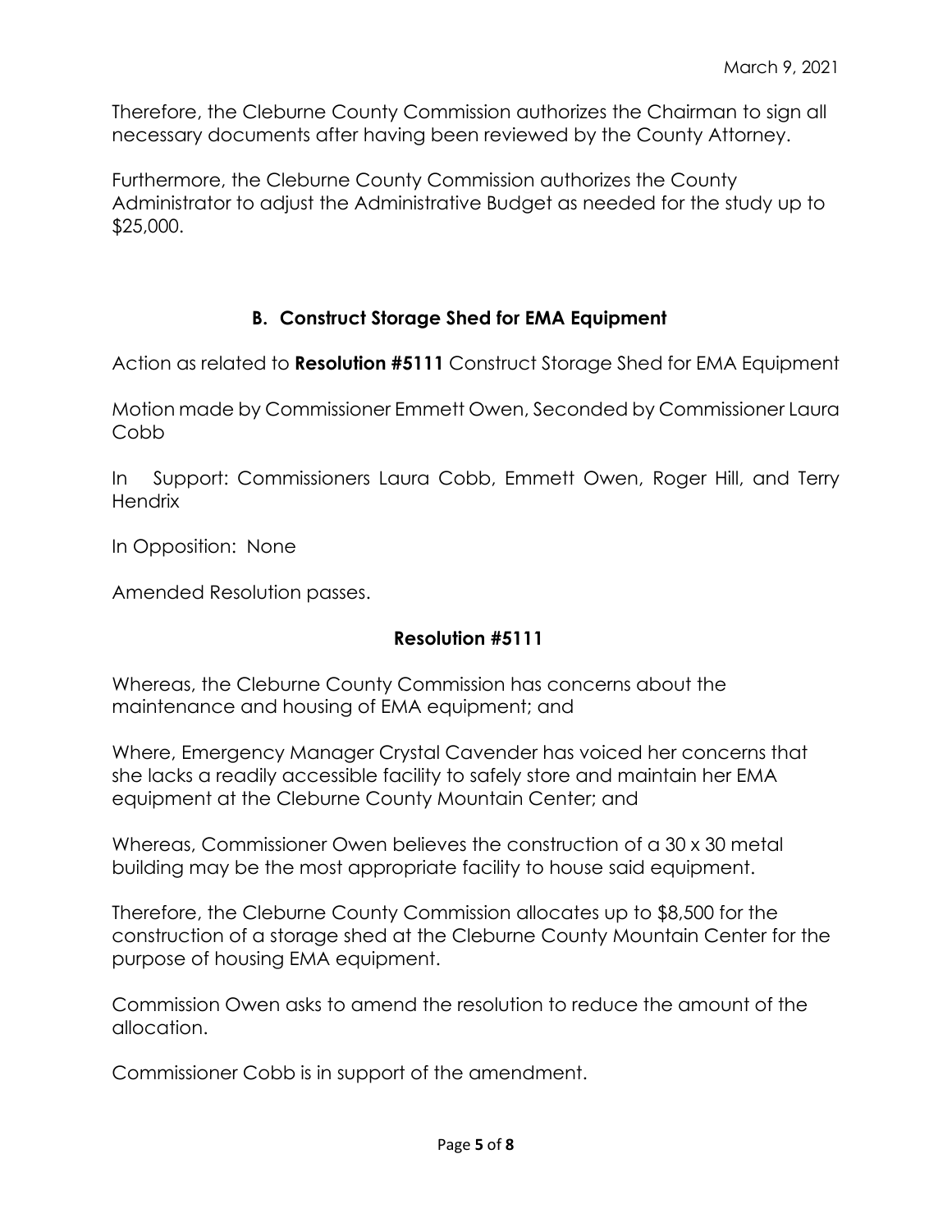Therefore, the Cleburne County Commission authorizes the Chairman to sign all necessary documents after having been reviewed by the County Attorney.

Furthermore, the Cleburne County Commission authorizes the County Administrator to adjust the Administrative Budget as needed for the study up to $25,000.

## B. Construct Storage Shed for EMA Equipment

Action as related to **Resolution #5111** Construct Storage Shed for EMA Equipment

Motion made by Commissioner Emmett Owen, Seconded by Commissioner Laura Cobb

In Support: Commissioners Laura Cobb, Emmett Owen, Roger Hill, and Terry Hendrix

In Opposition: None

Amended Resolution passes.

### Resolution #5111

Whereas, the Cleburne County Commission has concerns about the maintenance and housing of EMA equipment; and

Where, Emergency Manager Crystal Cavender has voiced her concerns that she lacks a readily accessible facility to safely store and maintain her EMA equipment at the Cleburne County Mountain Center; and

Whereas, Commissioner Owen believes the construction of a 30 x 30 metal building may be the most appropriate facility to house said equipment.

Therefore, the Cleburne County Commission allocates up to $8,500 for the construction of a storage shed at the Cleburne County Mountain Center for the purpose of housing EMA equipment.

Commission Owen asks to amend the resolution to reduce the amount of the allocation.

Commissioner Cobb is in support of the amendment.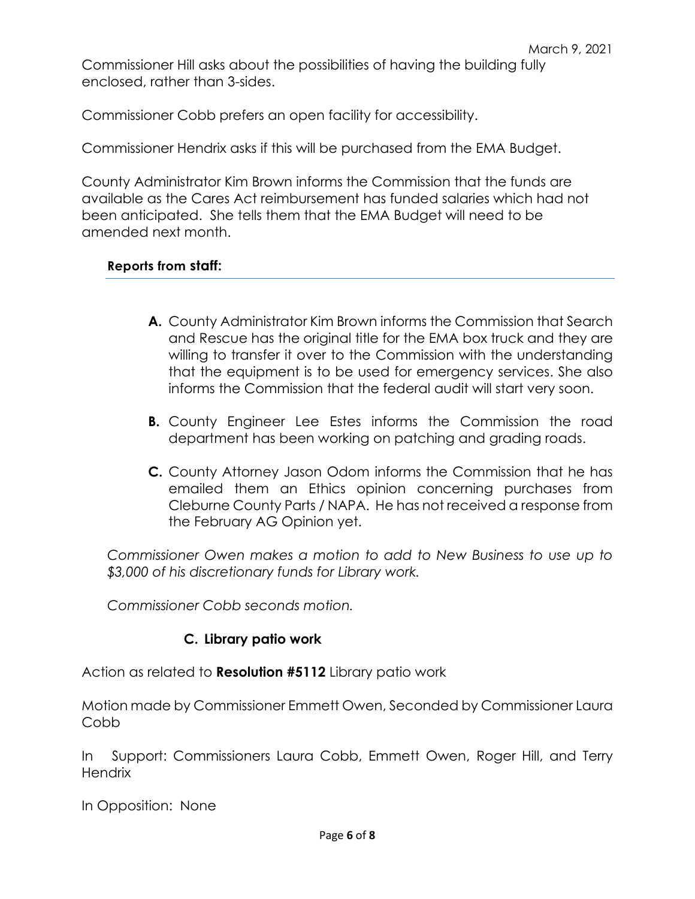Commissioner Hill asks about the possibilities of having the building fully enclosed, rather than 3-sides.

Commissioner Cobb prefers an open facility for accessibility.

Commissioner Hendrix asks if this will be purchased from the EMA Budget.

County Administrator Kim Brown informs the Commission that the funds are available as the Cares Act reimbursement has funded salaries which had not been anticipated. She tells them that the EMA Budget will need to be amended next month.

**Reports from staff:**

**A.** County Administrator Kim Brown informs the Commission that Search and Rescue has the original title for the EMA box truck and they are willing to transfer it over to the Commission with the understanding that the equipment is to be used for emergency services. She also informs the Commission that the federal audit will start very soon.

**B.** County Engineer Lee Estes informs the Commission the road department has been working on patching and grading roads.

**C.** County Attorney Jason Odom informs the Commission that he has emailed them an Ethics opinion concerning purchases from Cleburne County Parts / NAPA. He has not received a response from the February AG Opinion yet.

*Commissioner Owen makes a motion to add to New Business to use up to $3,000 of his discretionary funds for Library work.*

*Commissioner Cobb seconds motion.*

**C. Library patio work**

Action as related to **Resolution #5112** Library patio work

Motion made by Commissioner Emmett Owen, Seconded by Commissioner Laura Cobb

In Support: Commissioners Laura Cobb, Emmett Owen, Roger Hill, and Terry Hendrix

In Opposition: None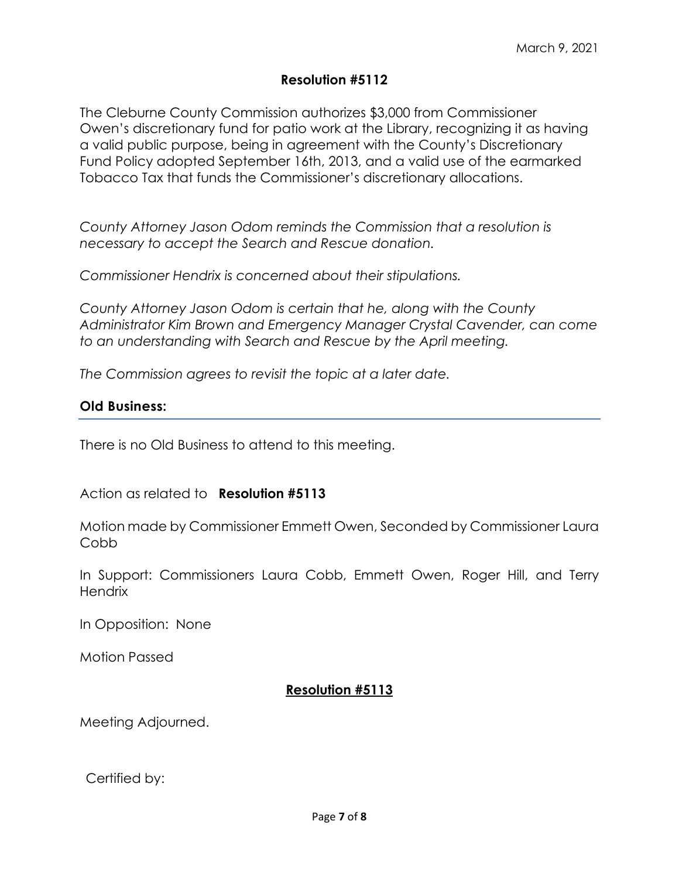March 9, 2021

**Resolution #5112**

The Cleburne County Commission authorizes $3,000 from Commissioner Owen's discretionary fund for patio work at the Library, recognizing it as having a valid public purpose, being in agreement with the County's Discretionary Fund Policy adopted September 16th, 2013, and a valid use of the earmarked Tobacco Tax that funds the Commissioner's discretionary allocations.

*County Attorney Jason Odom reminds the Commission that a resolution is necessary to accept the Search and Rescue donation.*

*Commissioner Hendrix is concerned about their stipulations.*

*County Attorney Jason Odom is certain that he, along with the County Administrator Kim Brown and Emergency Manager Crystal Cavender, can come to an understanding with Search and Rescue by the April meeting.*

*The Commission agrees to revisit the topic at a later date.*

## Old Business:

There is no Old Business to attend to this meeting.

Action as related to **Resolution #5113**

Motion made by Commissioner Emmett Owen, Seconded by Commissioner Laura Cobb

In Support: Commissioners Laura Cobb, Emmett Owen, Roger Hill, and Terry Hendrix

In Opposition: None

Motion Passed

**Resolution #5113**

Meeting Adjourned.

Certified by: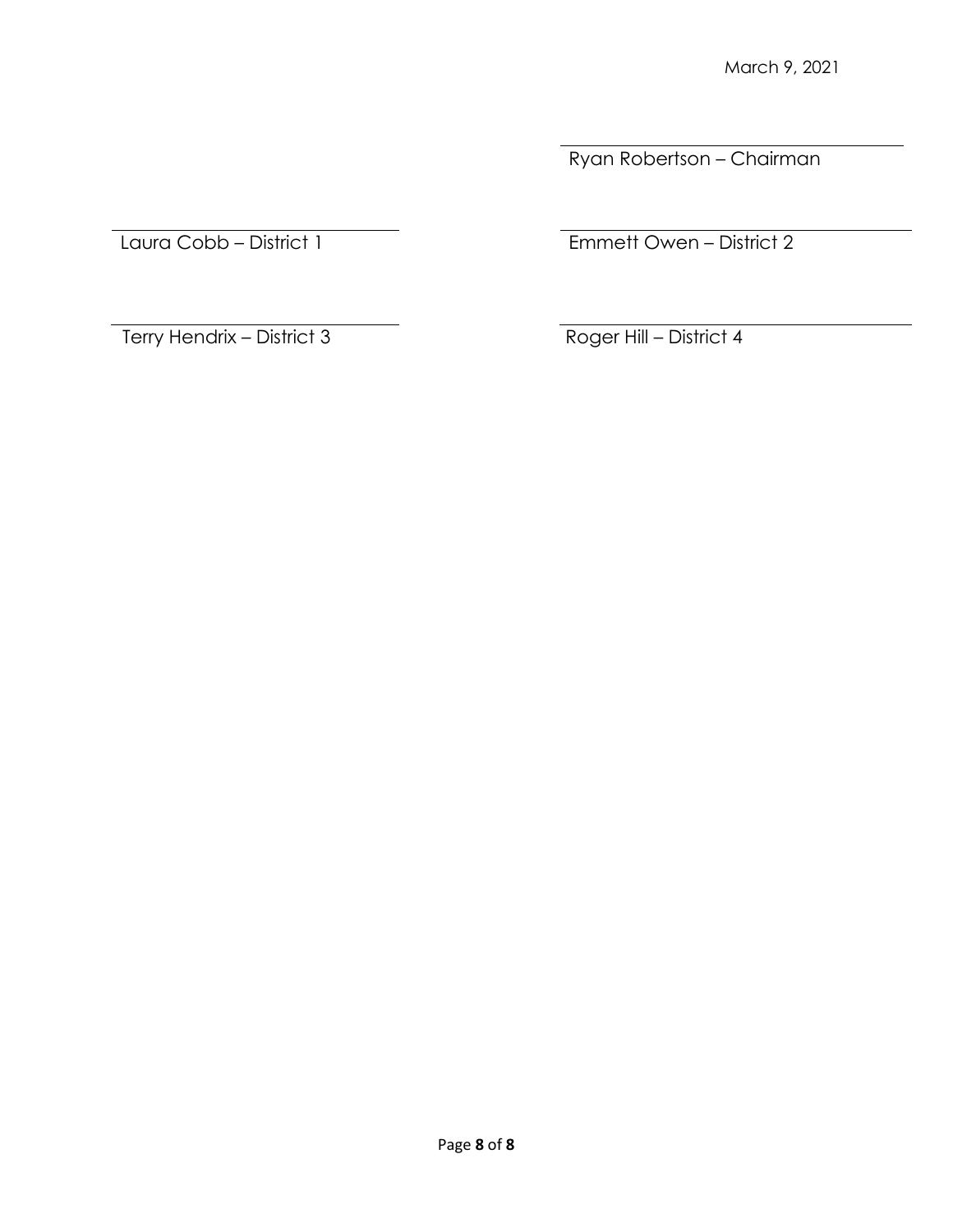\_\_\_\_\_\_\_\_\_\_\_\_\_\_\_\_\_\_\_\_\_\_\_\_\_\_\_\_\_\_

Ryan Robertson – Chairman

\_\_\_\_\_\_\_\_\_\_\_\_\_\_\_\_\_\_\_\_\_\_\_\_\_\_\_\_\_\_

Laura Cobb – District 1

\_\_\_\_\_\_\_\_\_\_\_\_\_\_\_\_\_\_\_\_\_\_\_\_\_\_\_\_\_\_

Emmett Owen – District 2

\_\_\_\_\_\_\_\_\_\_\_\_\_\_\_\_\_\_\_\_\_\_\_\_\_\_\_\_\_\_

Terry Hendrix – District 3

\_\_\_\_\_\_\_\_\_\_\_\_\_\_\_\_\_\_\_\_\_\_\_\_\_\_\_\_\_\_

Roger Hill – District 4